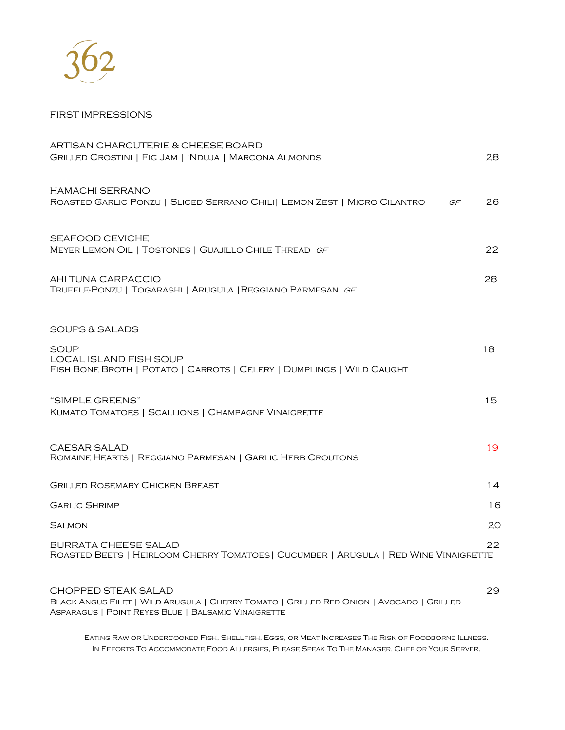# 362

## FIRST IMPRESSIONS

**ARTISAN CHARCUTERIE & CHEESE BOARD**
Grilled Crostini | Fig Jam | 'Nduja | Marcona Almonds — 28

**HAMACHI SERRANO**
Roasted Garlic Ponzu | Sliced Serrano Chili| Lemon Zest | Micro Cilantro *GF* — 26

**SEAFOOD CEVICHE**
Meyer Lemon Oil | Tostones | Guajillo Chile Thread *GF* — 22

**AHI TUNA CARPACCIO** — 28
Truffle-Ponzu | Togarashi | Arugula |Reggiano Parmesan *GF*

## SOUPS & SALADS

**SOUP** — 18
**LOCAL ISLAND FISH SOUP**
Fish Bone Broth | Potato | Carrots | Celery | Dumplings | Wild Caught

**"SIMPLE GREENS"** — 15
Kumato Tomatoes | Scallions | Champagne Vinaigrette

**CAESAR SALAD** — 19
Romaine Hearts | Reggiano Parmesan | Garlic Herb Croutons

Grilled Rosemary Chicken Breast — 14

Garlic Shrimp — 16

Salmon — 20

**BURRATA CHEESE SALAD** — 22
Roasted Beets | Heirloom Cherry Tomatoes| Cucumber | Arugula | Red Wine Vinaigrette

**CHOPPED STEAK SALAD** — 29
Black Angus Filet | Wild Arugula | Cherry Tomato | Grilled Red Onion | Avocado | Grilled Asparagus | Point Reyes Blue | Balsamic Vinaigrette

Eating Raw or Undercooked Fish, Shellfish, Eggs, or Meat Increases The Risk of Foodborne Illness.
In Efforts To Accommodate Food Allergies, Please Speak To The Manager, Chef or Your Server.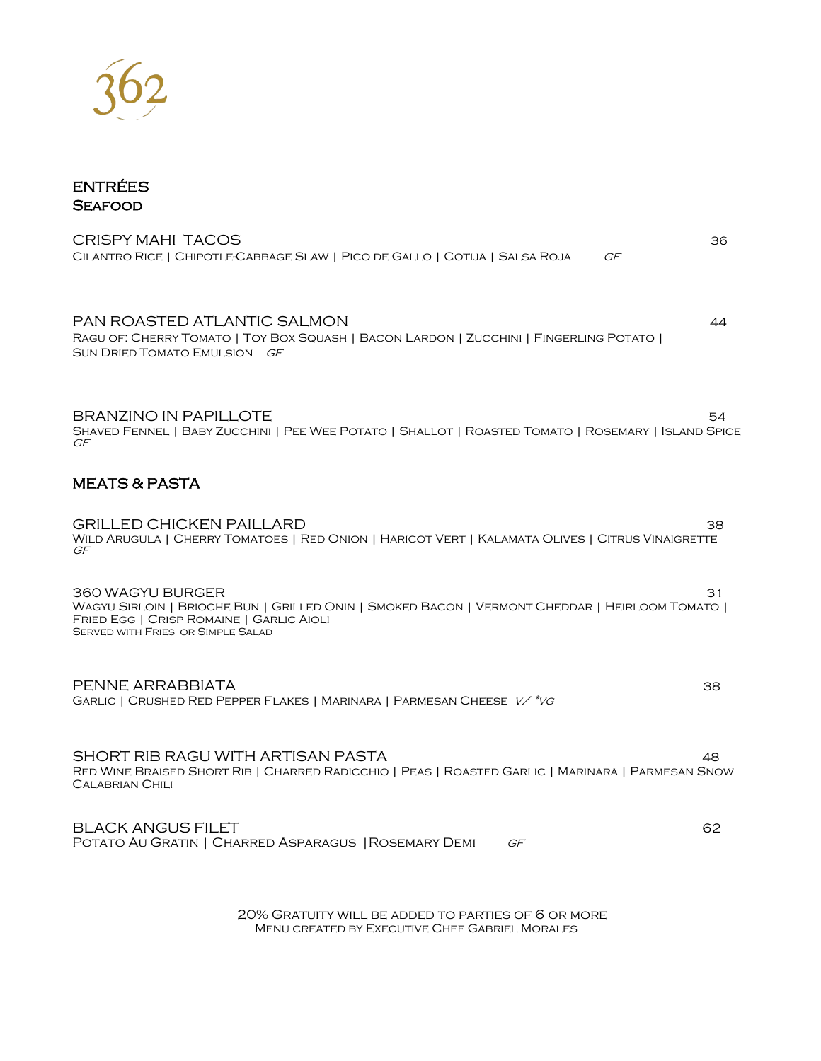362

# ENTRÉES

## SEAFOOD

**CRISPY MAHI TACOS** 36
Cilantro Rice | Chipotle-Cabbage Slaw | Pico de Gallo | Cotija | Salsa Roja *GF*

**PAN ROASTED ATLANTIC SALMON** 44
Ragu of: Cherry Tomato | Toy Box Squash | Bacon Lardon | Zucchini | Fingerling Potato | Sun Dried Tomato Emulsion *GF*

**BRANZINO IN PAPILLOTE** 54
Shaved Fennel | Baby Zucchini | Pee Wee Potato | Shallot | Roasted Tomato | Rosemary | Island Spice *GF*

## MEATS & PASTA

**GRILLED CHICKEN PAILLARD** 38
Wild Arugula | Cherry Tomatoes | Red Onion | Haricot Vert | Kalamata Olives | Citrus Vinaigrette *GF*

**360 WAGYU BURGER** 31
Wagyu Sirloin | Brioche Bun | Grilled Onin | Smoked Bacon | Vermont Cheddar | Heirloom Tomato | Fried Egg | Crisp Romaine | Garlic Aioli
Served with Fries or Simple Salad

**PENNE ARRABBIATA** 38
Garlic | Crushed Red Pepper Flakes | Marinara | Parmesan Cheese *V/ *VG*

**SHORT RIB RAGU WITH ARTISAN PASTA** 48
Red Wine Braised Short Rib | Charred Radicchio | Peas | Roasted Garlic | Marinara | Parmesan Snow Calabrian Chili

**BLACK ANGUS FILET** 62
Potato Au Gratin | Charred Asparagus | Rosemary Demi *GF*

20% Gratuity will be added to parties of 6 or more
Menu created by Executive Chef Gabriel Morales